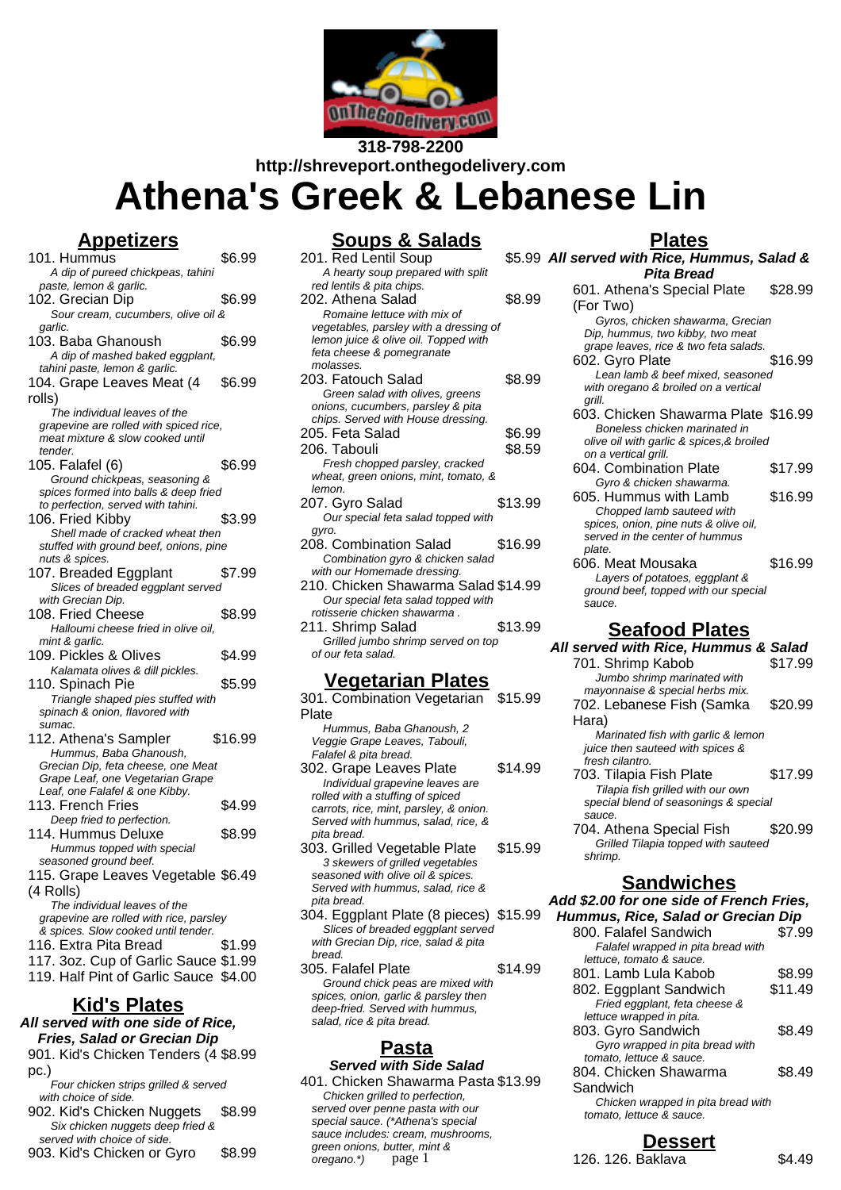318-798-2200

http://shreveport.onthegodelivery.com

# Athena's Greek & Lebanese Lin

## Appetizers

101. Hummus $6.99
*A dip of pureed chickpeas, tahini paste, lemon & garlic.*

102. Grecian Dip $6.99
*Sour cream, cucumbers, olive oil & garlic.*

103. Baba Ghanoush $6.99
*A dip of mashed baked eggplant, tahini paste, lemon & garlic.*

104. Grape Leaves Meat (4 rolls) $6.99
*The individual leaves of the grapevine are rolled with spiced rice, meat mixture & slow cooked until tender.*

105. Falafel (6) $6.99
*Ground chickpeas, seasoning & spices formed into balls & deep fried to perfection, served with tahini.*

106. Fried Kibby $3.99
*Shell made of cracked wheat then stuffed with ground beef, onions, pine nuts & spices.*

107. Breaded Eggplant $7.99
*Slices of breaded eggplant served with Grecian Dip.*

108. Fried Cheese $8.99
*Halloumi cheese fried in olive oil, mint & garlic.*

109. Pickles & Olives $4.99
*Kalamata olives & dill pickles.*

110. Spinach Pie $5.99
*Triangle shaped pies stuffed with spinach & onion, flavored with sumac.*

112. Athena's Sampler $16.99
*Hummus, Baba Ghanoush, Grecian Dip, feta cheese, one Meat Grape Leaf, one Vegetarian Grape Leaf, one Falafel & one Kibby.*

113. French Fries $4.99
*Deep fried to perfection.*

114. Hummus Deluxe $8.99
*Hummus topped with special seasoned ground beef.*

115. Grape Leaves Vegetable (4 Rolls) $6.49
*The individual leaves of the grapevine are rolled with rice, parsley & spices. Slow cooked until tender.*

116. Extra Pita Bread $1.99

117. 3oz. Cup of Garlic Sauce $1.99

119. Half Pint of Garlic Sauce $4.00

## Kid's Plates

**All served with one side of Rice, Fries, Salad or Grecian Dip**

901. Kid's Chicken Tenders (4 pc.) $8.99
*Four chicken strips grilled & served with choice of side.*

902. Kid's Chicken Nuggets $8.99
*Six chicken nuggets deep fried & served with choice of side.*

903. Kid's Chicken or Gyro $8.99

## Soups & Salads

201. Red Lentil Soup $5.99
*A hearty soup prepared with split red lentils & pita chips.*

202. Athena Salad $8.99
*Romaine lettuce with mix of vegetables, parsley with a dressing of lemon juice & olive oil. Topped with feta cheese & pomegranate molasses.*

203. Fatouch Salad $8.99
*Green salad with olives, greens onions, cucumbers, parsley & pita chips. Served with House dressing.*

205. Feta Salad $6.99

206. Tabouli $8.59
*Fresh chopped parsley, cracked wheat, green onions, mint, tomato, & lemon.*

207. Gyro Salad $13.99
*Our special feta salad topped with gyro.*

208. Combination Salad $16.99
*Combination gyro & chicken salad with our Homemade dressing.*

210. Chicken Shawarma Salad $14.99
*Our special feta salad topped with rotisserie chicken shawarma .*

211. Shrimp Salad $13.99
*Grilled jumbo shrimp served on top of our feta salad.*

## Vegetarian Plates

301. Combination Vegetarian Plate $15.99
*Hummus, Baba Ghanoush, 2 Veggie Grape Leaves, Tabouli, Falafel & pita bread.*

302. Grape Leaves Plate $14.99
*Individual grapevine leaves are rolled with a stuffing of spiced carrots, rice, mint, parsley, & onion. Served with hummus, salad, rice, & pita bread.*

303. Grilled Vegetable Plate $15.99
*3 skewers of grilled vegetables seasoned with olive oil & spices. Served with hummus, salad, rice & pita bread.*

304. Eggplant Plate (8 pieces) $15.99
*Slices of breaded eggplant served with Grecian Dip, rice, salad & pita bread.*

305. Falafel Plate $14.99
*Ground chick peas are mixed with spices, onion, garlic & parsley then deep-fried. Served with hummus, salad, rice & pita bread.*

## Pasta

**Served with Side Salad**

401. Chicken Shawarma Pasta $13.99
*Chicken grilled to perfection, served over penne pasta with our special sauce. (*Athena's special sauce includes: cream, mushrooms, green onions, butter, mint & oregano.*)*

## Plates

***All served with Rice, Hummus, Salad & Pita Bread***

601. Athena's Special Plate (For Two) $28.99
*Gyros, chicken shawarma, Grecian Dip, hummus, two kibby, two meat grape leaves, rice & two feta salads.*

602. Gyro Plate $16.99
*Lean lamb & beef mixed, seasoned with oregano & broiled on a vertical grill.*

603. Chicken Shawarma Plate $16.99
*Boneless chicken marinated in olive oil with garlic & spices,& broiled on a vertical grill.*

604. Combination Plate $17.99
*Gyro & chicken shawarma.*

605. Hummus with Lamb $16.99
*Chopped lamb sauteed with spices, onion, pine nuts & olive oil, served in the center of hummus plate.*

606. Meat Mousaka $16.99
*Layers of potatoes, eggplant & ground beef, topped with our special sauce.*

## Seafood Plates

***All served with Rice, Hummus & Salad***

701. Shrimp Kabob $17.99
*Jumbo shrimp marinated with mayonnaise & special herbs mix.*

702. Lebanese Fish (Samka Hara) $20.99
*Marinated fish with garlic & lemon juice then sauteed with spices & fresh cilantro.*

703. Tilapia Fish Plate $17.99
*Tilapia fish grilled with our own special blend of seasonings & special sauce.*

704. Athena Special Fish $20.99
*Grilled Tilapia topped with sauteed shrimp.*

## Sandwiches

***Add $2.00 for one side of French Fries, Hummus, Rice, Salad or Grecian Dip***

800. Falafel Sandwich $7.99
*Falafel wrapped in pita bread with lettuce, tomato & sauce.*

801. Lamb Lula Kabob $8.99

802. Eggplant Sandwich $11.49
*Fried eggplant, feta cheese & lettuce wrapped in pita.*

803. Gyro Sandwich $8.49
*Gyro wrapped in pita bread with tomato, lettuce & sauce.*

804. Chicken Shawarma Sandwich $8.49
*Chicken wrapped in pita bread with tomato, lettuce & sauce.*

## Dessert

126. 126. Baklava $4.49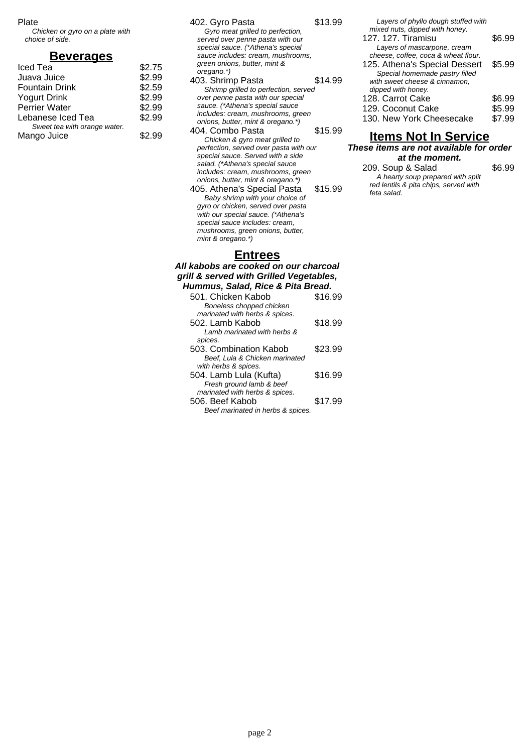Plate

*Chicken or gyro on a plate with choice of side.*

## Beverages

Iced Tea $2.75

Juava Juice $2.99

Fountain Drink $2.59

Yogurt Drink $2.99

Perrier Water $2.99

Lebanese Iced Tea $2.99

*Sweet tea with orange water.*

Mango Juice $2.99

402. Gyro Pasta $13.99

*Gyro meat grilled to perfection, served over penne pasta with our special sauce. (*Athena's special sauce includes: cream, mushrooms, green onions, butter, mint & oregano.*)*

403. Shrimp Pasta $14.99

*Shrimp grilled to perfection, served over penne pasta with our special sauce. (*Athena's special sauce includes: cream, mushrooms, green onions, butter, mint & oregano.*)*

404. Combo Pasta $15.99

*Chicken & gyro meat grilled to perfection, served over pasta with our special sauce. Served with a side salad. (*Athena's special sauce includes: cream, mushrooms, green onions, butter, mint & oregano.*)*

405. Athena's Special Pasta $15.99

*Baby shrimp with your choice of gyro or chicken, served over pasta with our special sauce. (*Athena's special sauce includes: cream, mushrooms, green onions, butter, mint & oregano.*)*

## Entrees

***All kabobs are cooked on our charcoal grill & served with Grilled Vegetables, Hummus, Salad, Rice & Pita Bread.***

501. Chicken Kabob $16.99

*Boneless chopped chicken marinated with herbs & spices.*

502. Lamb Kabob $18.99

*Lamb marinated with herbs & spices.*

503. Combination Kabob $23.99

*Beef, Lula & Chicken marinated with herbs & spices.*

504. Lamb Lula (Kufta) $16.99

*Fresh ground lamb & beef marinated with herbs & spices.*

506. Beef Kabob $17.99

*Beef marinated in herbs & spices.*

*Layers of phyllo dough stuffed with mixed nuts, dipped with honey.*

127. 127. Tiramisu $6.99

*Layers of mascarpone, cream cheese, coffee, coca & wheat flour.*

125. Athena's Special Dessert $5.99

*Special homemade pastry filled with sweet cheese & cinnamon, dipped with honey.*

128. Carrot Cake $6.99

129. Coconut Cake $5.99

130. New York Cheesecake $7.99

## Items Not In Service

***These items are not available for order at the moment.***

209. Soup & Salad $6.99

*A hearty soup prepared with split red lentils & pita chips, served with feta salad.*